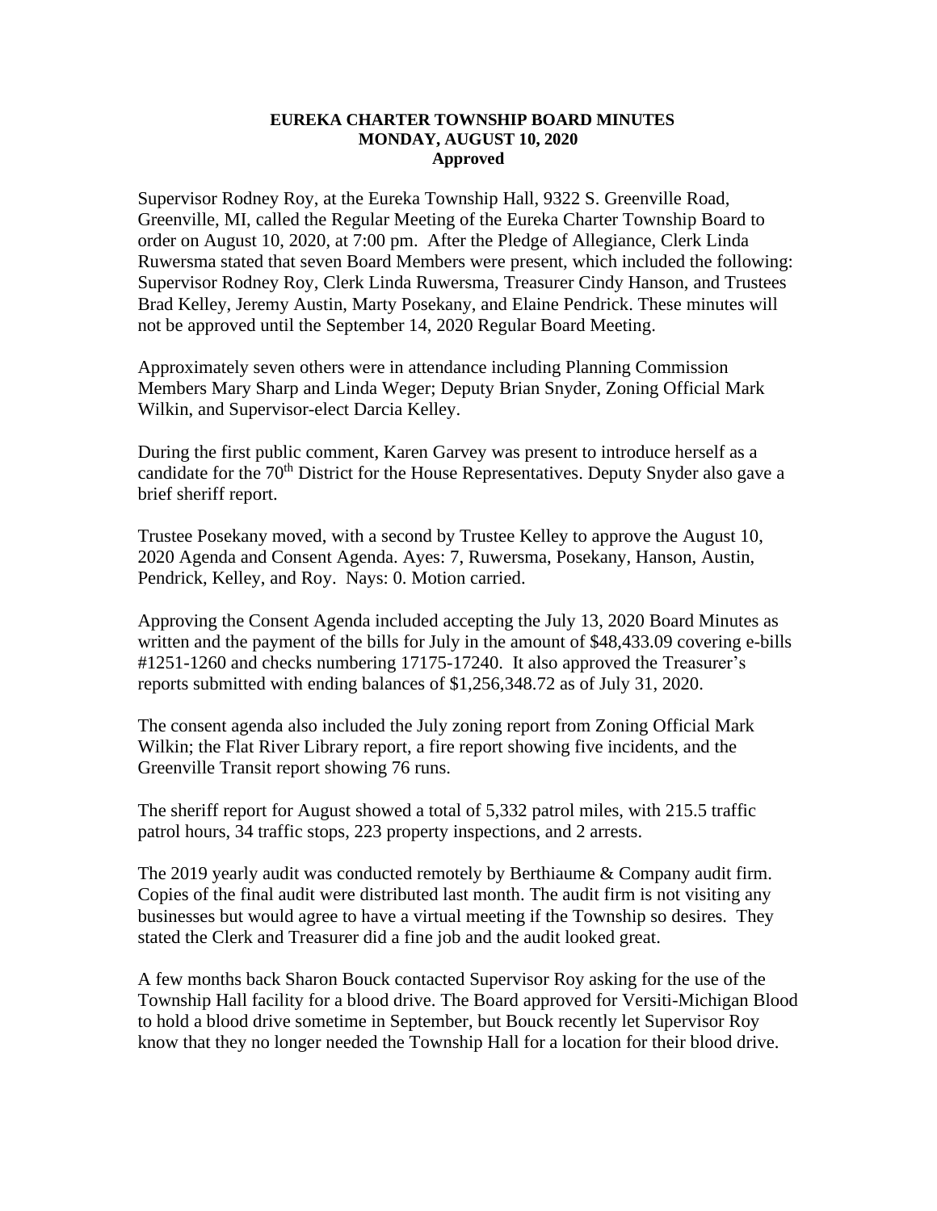**EUREKA CHARTER TOWNSHIP BOARD MINUTES**
**MONDAY, AUGUST 10, 2020**
**Approved**

Supervisor Rodney Roy, at the Eureka Township Hall, 9322 S. Greenville Road, Greenville, MI, called the Regular Meeting of the Eureka Charter Township Board to order on August 10, 2020, at 7:00 pm. After the Pledge of Allegiance, Clerk Linda Ruwersma stated that seven Board Members were present, which included the following: Supervisor Rodney Roy, Clerk Linda Ruwersma, Treasurer Cindy Hanson, and Trustees Brad Kelley, Jeremy Austin, Marty Posekany, and Elaine Pendrick. These minutes will not be approved until the September 14, 2020 Regular Board Meeting.

Approximately seven others were in attendance including Planning Commission Members Mary Sharp and Linda Weger; Deputy Brian Snyder, Zoning Official Mark Wilkin, and Supervisor-elect Darcia Kelley.

During the first public comment, Karen Garvey was present to introduce herself as a candidate for the 70th District for the House Representatives. Deputy Snyder also gave a brief sheriff report.

Trustee Posekany moved, with a second by Trustee Kelley to approve the August 10, 2020 Agenda and Consent Agenda. Ayes: 7, Ruwersma, Posekany, Hanson, Austin, Pendrick, Kelley, and Roy. Nays: 0. Motion carried.

Approving the Consent Agenda included accepting the July 13, 2020 Board Minutes as written and the payment of the bills for July in the amount of $48,433.09 covering e-bills #1251-1260 and checks numbering 17175-17240. It also approved the Treasurer's reports submitted with ending balances of $1,256,348.72 as of July 31, 2020.

The consent agenda also included the July zoning report from Zoning Official Mark Wilkin; the Flat River Library report, a fire report showing five incidents, and the Greenville Transit report showing 76 runs.

The sheriff report for August showed a total of 5,332 patrol miles, with 215.5 traffic patrol hours, 34 traffic stops, 223 property inspections, and 2 arrests.

The 2019 yearly audit was conducted remotely by Berthiaume & Company audit firm. Copies of the final audit were distributed last month. The audit firm is not visiting any businesses but would agree to have a virtual meeting if the Township so desires. They stated the Clerk and Treasurer did a fine job and the audit looked great.

A few months back Sharon Bouck contacted Supervisor Roy asking for the use of the Township Hall facility for a blood drive. The Board approved for Versiti-Michigan Blood to hold a blood drive sometime in September, but Bouck recently let Supervisor Roy know that they no longer needed the Township Hall for a location for their blood drive.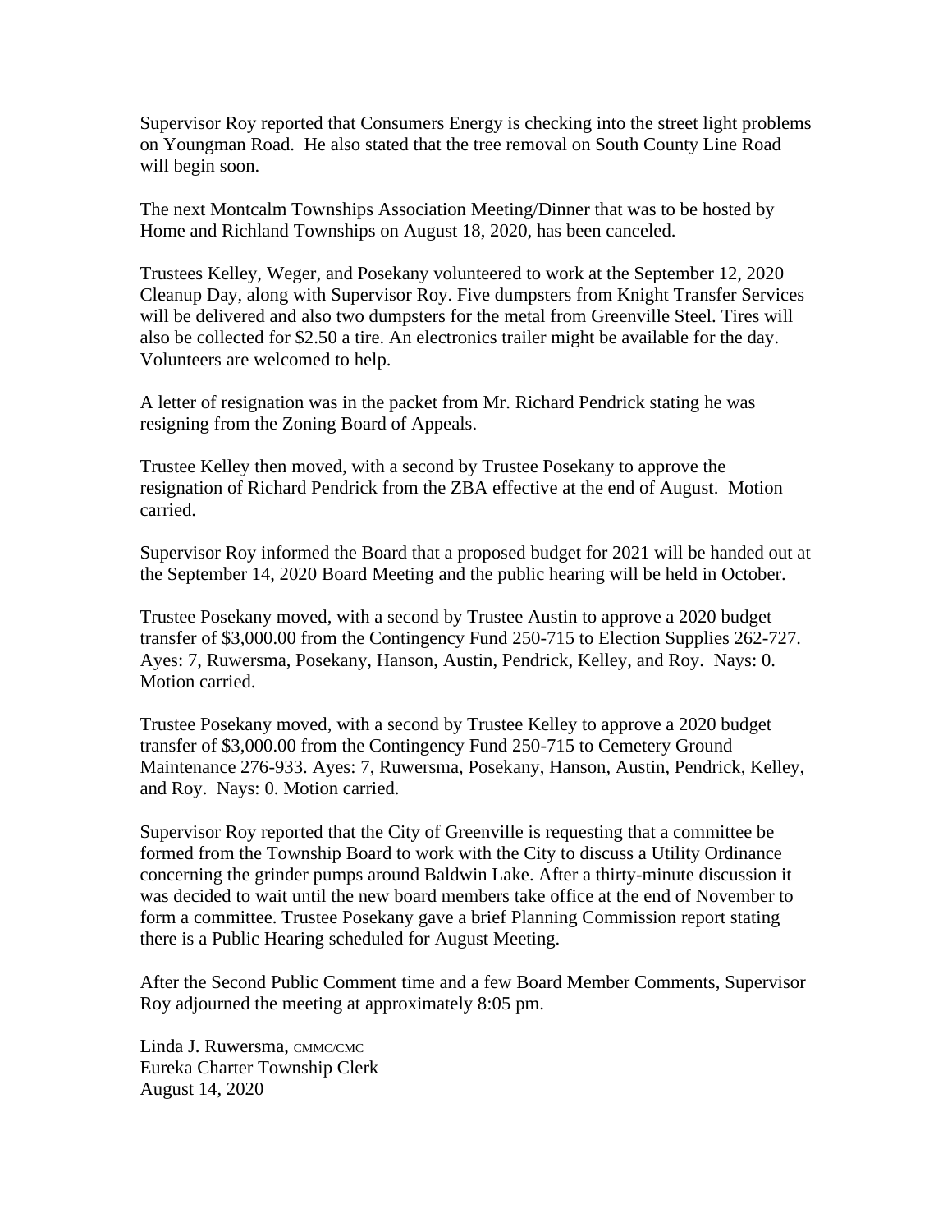Supervisor Roy reported that Consumers Energy is checking into the street light problems on Youngman Road. He also stated that the tree removal on South County Line Road will begin soon.

The next Montcalm Townships Association Meeting/Dinner that was to be hosted by Home and Richland Townships on August 18, 2020, has been canceled.

Trustees Kelley, Weger, and Posekany volunteered to work at the September 12, 2020 Cleanup Day, along with Supervisor Roy. Five dumpsters from Knight Transfer Services will be delivered and also two dumpsters for the metal from Greenville Steel. Tires will also be collected for $2.50 a tire. An electronics trailer might be available for the day. Volunteers are welcomed to help.

A letter of resignation was in the packet from Mr. Richard Pendrick stating he was resigning from the Zoning Board of Appeals.

Trustee Kelley then moved, with a second by Trustee Posekany to approve the resignation of Richard Pendrick from the ZBA effective at the end of August. Motion carried.

Supervisor Roy informed the Board that a proposed budget for 2021 will be handed out at the September 14, 2020 Board Meeting and the public hearing will be held in October.

Trustee Posekany moved, with a second by Trustee Austin to approve a 2020 budget transfer of $3,000.00 from the Contingency Fund 250-715 to Election Supplies 262-727. Ayes: 7, Ruwersma, Posekany, Hanson, Austin, Pendrick, Kelley, and Roy. Nays: 0. Motion carried.

Trustee Posekany moved, with a second by Trustee Kelley to approve a 2020 budget transfer of $3,000.00 from the Contingency Fund 250-715 to Cemetery Ground Maintenance 276-933. Ayes: 7, Ruwersma, Posekany, Hanson, Austin, Pendrick, Kelley, and Roy. Nays: 0. Motion carried.

Supervisor Roy reported that the City of Greenville is requesting that a committee be formed from the Township Board to work with the City to discuss a Utility Ordinance concerning the grinder pumps around Baldwin Lake. After a thirty-minute discussion it was decided to wait until the new board members take office at the end of November to form a committee. Trustee Posekany gave a brief Planning Commission report stating there is a Public Hearing scheduled for August Meeting.

After the Second Public Comment time and a few Board Member Comments, Supervisor Roy adjourned the meeting at approximately 8:05 pm.

Linda J. Ruwersma, CMMC/CMC
Eureka Charter Township Clerk
August 14, 2020